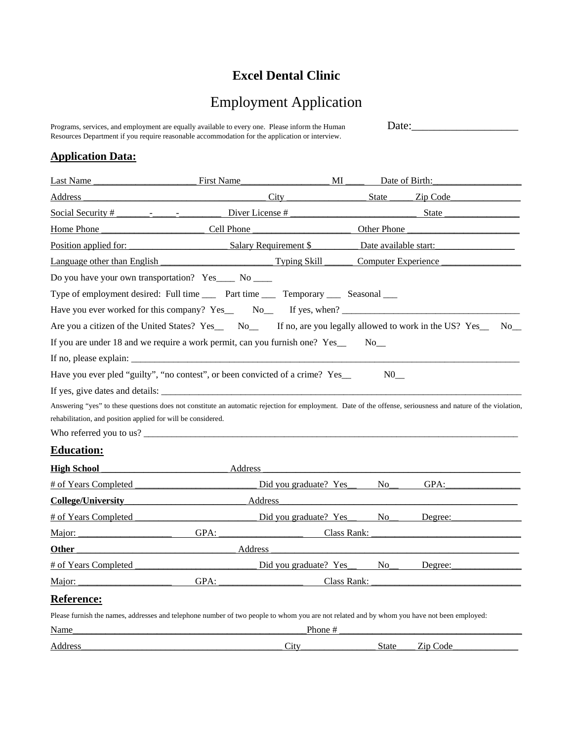# Excel Dental Clinic

## Employment Application

Programs, services, and employment are equally available to every one. Please inform the Human Resources Department if you require reasonable accommodation for the application or interview.

Date:___________________

### Application Data:

Last Name _____________________ First Name__________________ MI ____ Date of Birth:__________________

Address ____________________________________ City ________________ State _____ Zip Code_______________

Social Security # _______-_____-_________ Diver License # __________________________ State ________________

Home Phone ______________________ Cell Phone _____________________ Other Phone ________________________

Position applied for: _____________________ Salary Requirement $__________ Date available start:_________________

Language other than English ________________________ Typing Skill ______ Computer Experience _________________

Do you have your own transportation? Yes____ No ____

Type of employment desired: Full time ___ Part time ___ Temporary ___ Seasonal ___

Have you ever worked for this company? Yes__ No__ If yes, when? _____________________________________

Are you a citizen of the United States? Yes__ No__ If no, are you legally allowed to work in the US? Yes__ No__

If you are under 18 and we require a work permit, can you furnish one? Yes__ No__

If no, please explain: _________________________________________________________________________________

Have you ever pled "guilty", "no contest", or been convicted of a crime? Yes__ N0__

If yes, give dates and details: __________________________________________________________________________

Answering "yes" to these questions does not constitute an automatic rejection for employment. Date of the offense, seriousness and nature of the violation, rehabilitation, and position applied for will be considered.

Who referred you to us? _______________________________________________________________________________

### Education:

**High School** ___________________________ Address ________________________________________________

# of Years Completed __________________________ Did you graduate? Yes__ No__ GPA:________________

**College/University**__________________________ Address_________________________________________________

# of Years Completed __________________________ Did you graduate? Yes__ No__ Degree:_______________

Major: ____________________ GPA: __________________ Class Rank: ________________________________

**Other** ___________________________________ Address _________________________________________________

# of Years Completed __________________________ Did you graduate? Yes__ No__ Degree:_______________

Major: ____________________ GPA: __________________ Class Rank: ________________________________

### Reference:

Please furnish the names, addresses and telephone number of two people to whom you are not related and by whom you have not been employed:

Name__________________________________________________Phone # _______________________________________

Address____________________________________________ City________________State____Zip Code______________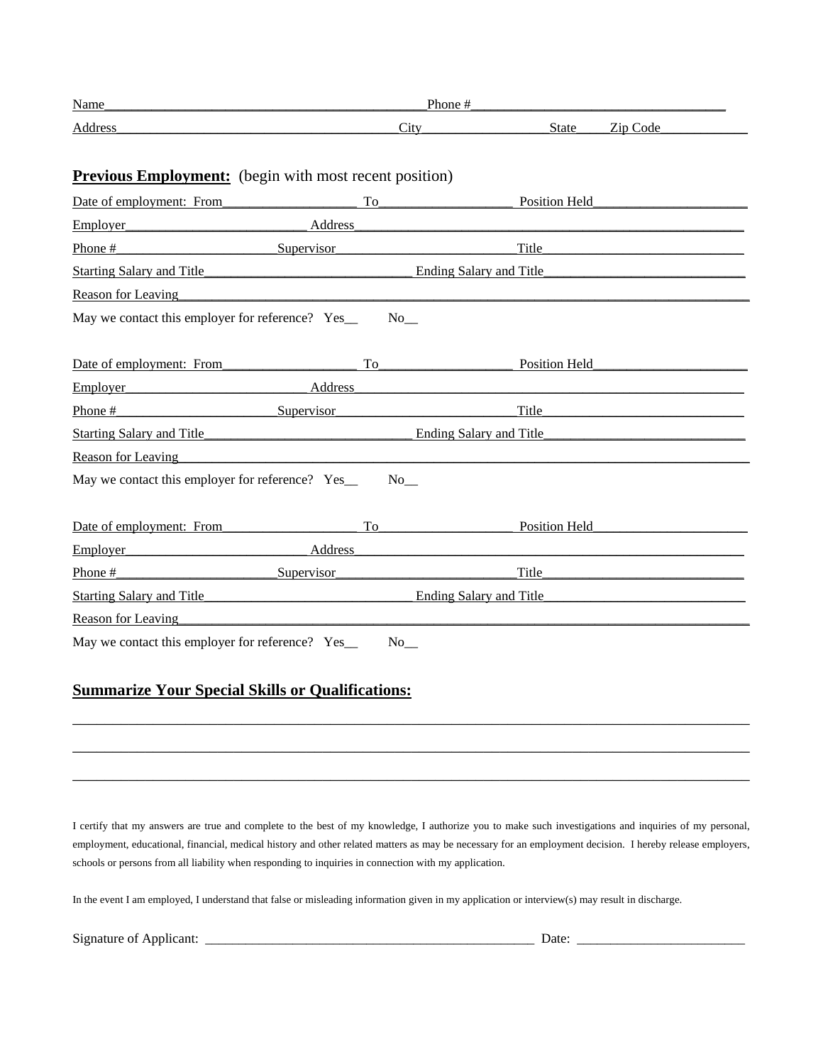Name________________________________________________Phone #_____________________________________

Address_________________________________________City__________________State____Zip Code_____________

## **Previous Employment:** (begin with most recent position)

Date of employment: From____________________ To____________________ Position Held_______________________

Employer___________________________ Address____________________________________________________________

Phone #________________________Supervisor___________________________Title_______________________________

Starting Salary and Title_______________________________ Ending Salary and Title______________________________

Reason for Leaving___________________________________________________________________________________

May we contact this employer for reference? Yes__ No__

Date of employment: From____________________ To____________________ Position Held_______________________

Employer___________________________ Address____________________________________________________________

Phone #________________________Supervisor___________________________Title_______________________________

Starting Salary and Title_______________________________ Ending Salary and Title______________________________

Reason for Leaving___________________________________________________________________________________

May we contact this employer for reference? Yes__ No__

Date of employment: From____________________ To____________________ Position Held_______________________

Employer___________________________ Address____________________________________________________________

Phone #________________________Supervisor___________________________Title_______________________________

Starting Salary and Title_______________________________ Ending Salary and Title______________________________

Reason for Leaving___________________________________________________________________________________

May we contact this employer for reference? Yes__ No__

## **Summarize Your Special Skills or Qualifications:**

_____________________________________________________________________________________________________

_____________________________________________________________________________________________________

_____________________________________________________________________________________________________

I certify that my answers are true and complete to the best of my knowledge, I authorize you to make such investigations and inquiries of my personal, employment, educational, financial, medical history and other related matters as may be necessary for an employment decision. I hereby release employers, schools or persons from all liability when responding to inquiries in connection with my application.

In the event I am employed, I understand that false or misleading information given in my application or interview(s) may result in discharge.

Signature of Applicant: __________________________________________________ Date: _________________________